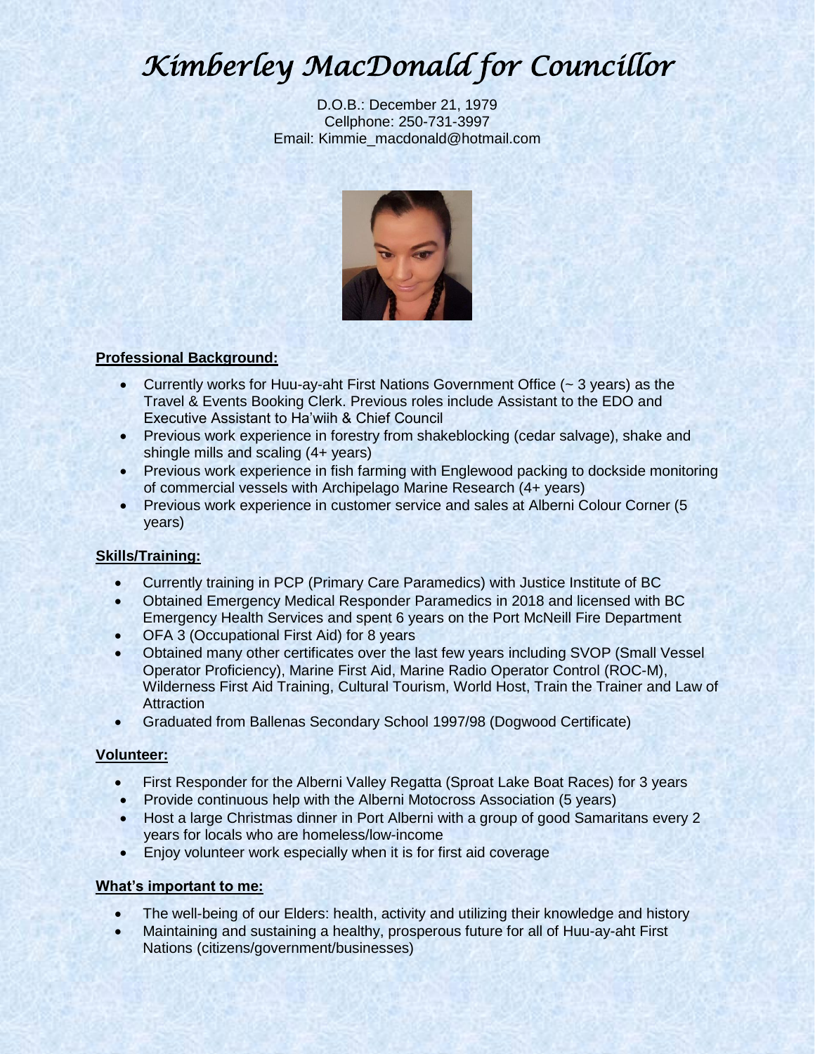# *Kimberley MacDonald for Councillor*

D.O.B.: December 21, 1979
Cellphone: 250-731-3997
Email: Kimmie_macdonald@hotmail.com

**Professional Background:**

- Currently works for Huu-ay-aht First Nations Government Office (~ 3 years) as the Travel & Events Booking Clerk. Previous roles include Assistant to the EDO and Executive Assistant to Ha'wiih & Chief Council
- Previous work experience in forestry from shakeblocking (cedar salvage), shake and shingle mills and scaling (4+ years)
- Previous work experience in fish farming with Englewood packing to dockside monitoring of commercial vessels with Archipelago Marine Research (4+ years)
- Previous work experience in customer service and sales at Alberni Colour Corner (5 years)

**Skills/Training:**

- Currently training in PCP (Primary Care Paramedics) with Justice Institute of BC
- Obtained Emergency Medical Responder Paramedics in 2018 and licensed with BC Emergency Health Services and spent 6 years on the Port McNeill Fire Department
- OFA 3 (Occupational First Aid) for 8 years
- Obtained many other certificates over the last few years including SVOP (Small Vessel Operator Proficiency), Marine First Aid, Marine Radio Operator Control (ROC-M), Wilderness First Aid Training, Cultural Tourism, World Host, Train the Trainer and Law of Attraction
- Graduated from Ballenas Secondary School 1997/98 (Dogwood Certificate)

**Volunteer:**

- First Responder for the Alberni Valley Regatta (Sproat Lake Boat Races) for 3 years
- Provide continuous help with the Alberni Motocross Association (5 years)
- Host a large Christmas dinner in Port Alberni with a group of good Samaritans every 2 years for locals who are homeless/low-income
- Enjoy volunteer work especially when it is for first aid coverage

**What's important to me:**

- The well-being of our Elders: health, activity and utilizing their knowledge and history
- Maintaining and sustaining a healthy, prosperous future for all of Huu-ay-aht First Nations (citizens/government/businesses)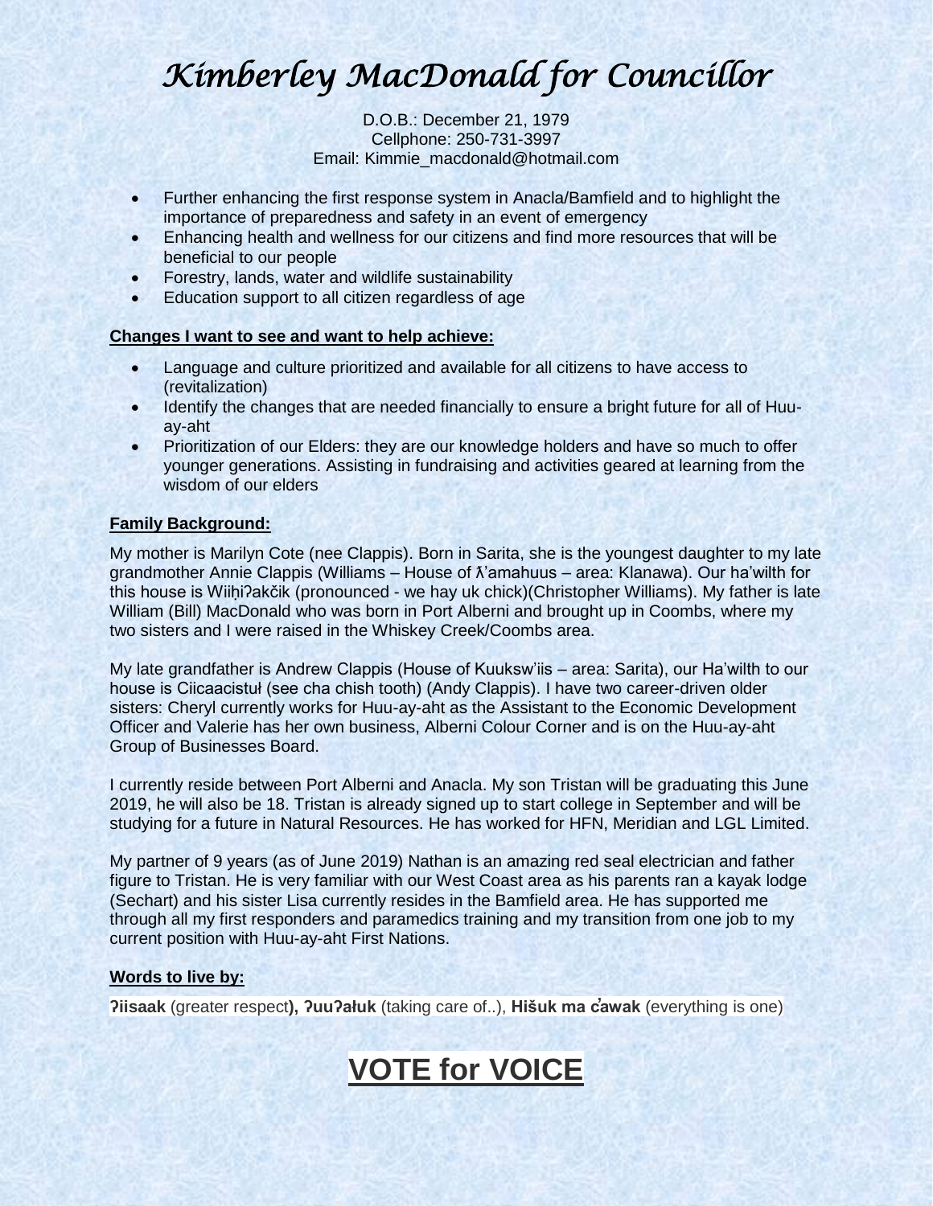# *Kimberley MacDonald for Councillor*

D.O.B.: December 21, 1979
Cellphone: 250-731-3997
Email: Kimmie_macdonald@hotmail.com

- Further enhancing the first response system in Anacla/Bamfield and to highlight the importance of preparedness and safety in an event of emergency
- Enhancing health and wellness for our citizens and find more resources that will be beneficial to our people
- Forestry, lands, water and wildlife sustainability
- Education support to all citizen regardless of age

**Changes I want to see and want to help achieve:**

- Language and culture prioritized and available for all citizens to have access to (revitalization)
- Identify the changes that are needed financially to ensure a bright future for all of Huu-ay-aht
- Prioritization of our Elders: they are our knowledge holders and have so much to offer younger generations. Assisting in fundraising and activities geared at learning from the wisdom of our elders

**Family Background:**

My mother is Marilyn Cote (nee Clappis). Born in Sarita, she is the youngest daughter to my late grandmother Annie Clappis (Williams – House of ƛ'amahuus – area: Klanawa). Our ha'wilth for this house is Wiiḥiʔakčik (pronounced - we hay uk chick)(Christopher Williams). My father is late William (Bill) MacDonald who was born in Port Alberni and brought up in Coombs, where my two sisters and I were raised in the Whiskey Creek/Coombs area.

My late grandfather is Andrew Clappis (House of Kuuksw'iis – area: Sarita), our Ha'wilth to our house is Ciicaacistuł (see cha chish tooth) (Andy Clappis). I have two career-driven older sisters: Cheryl currently works for Huu-ay-aht as the Assistant to the Economic Development Officer and Valerie has her own business, Alberni Colour Corner and is on the Huu-ay-aht Group of Businesses Board.

I currently reside between Port Alberni and Anacla. My son Tristan will be graduating this June 2019, he will also be 18. Tristan is already signed up to start college in September and will be studying for a future in Natural Resources. He has worked for HFN, Meridian and LGL Limited.

My partner of 9 years (as of June 2019) Nathan is an amazing red seal electrician and father figure to Tristan. He is very familiar with our West Coast area as his parents ran a kayak lodge (Sechart) and his sister Lisa currently resides in the Bamfield area. He has supported me through all my first responders and paramedics training and my transition from one job to my current position with Huu-ay-aht First Nations.

**Words to live by:**

**ʔiisaak** (greater respect**), ʔuuʔałuk** (taking care of..), **Hišuk ma c̓awak** (everything is one)

# VOTE for VOICE